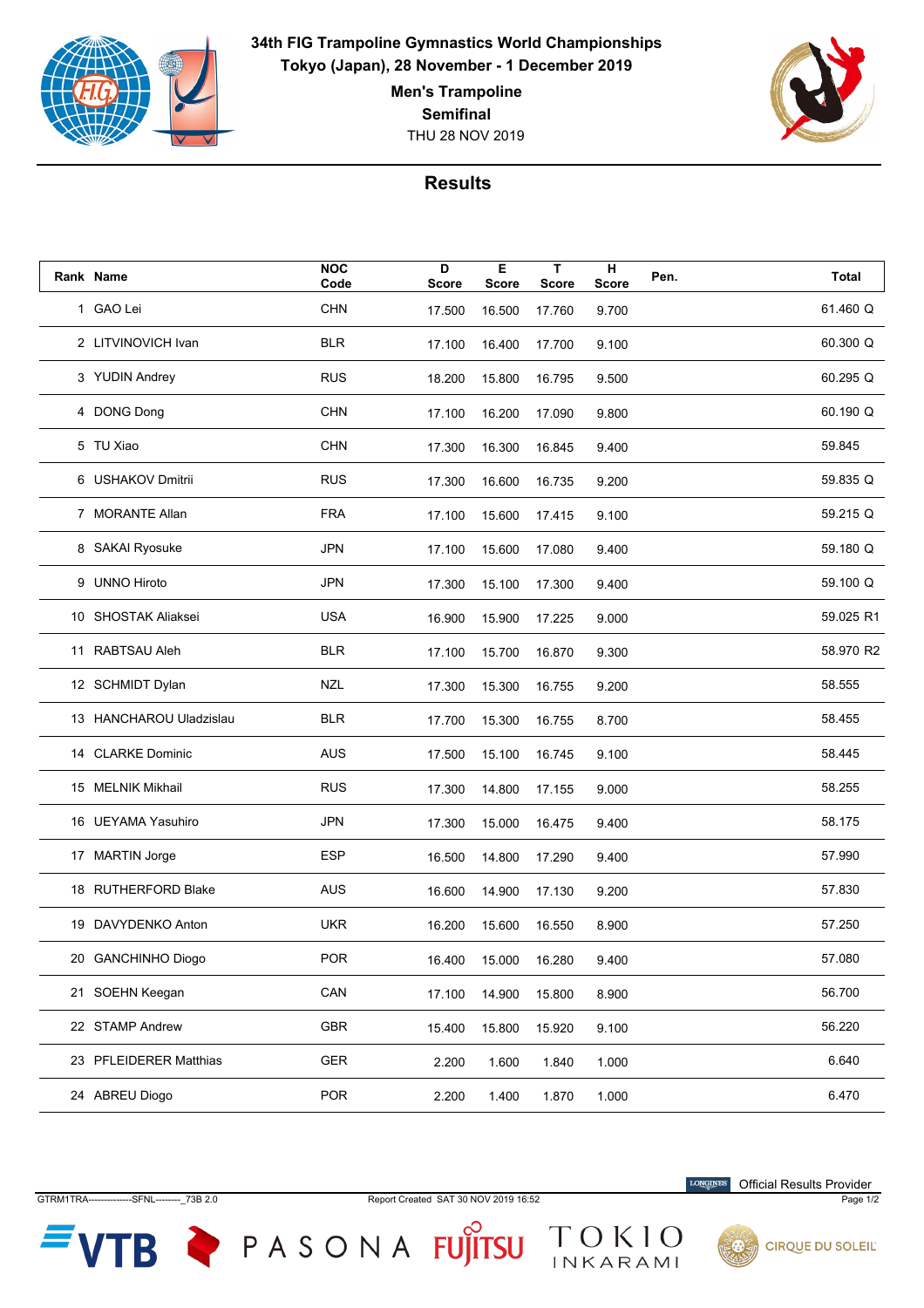# 34th FIG Trampoline Gymnastics World Championships

**Tokyo (Japan), 28 November - 1 December 2019**

**Men's Trampoline**

**Semifinal**

THU 28 NOV 2019

## Results

| Rank | Name | NOC Code | D Score | E Score | T Score | H Score | Pen. | Total |
|---|---|---|---|---|---|---|---|---|
| 1 | GAO Lei | CHN | 17.500 | 16.500 | 17.760 | 9.700 | | 61.460 Q |
| 2 | LITVINOVICH Ivan | BLR | 17.100 | 16.400 | 17.700 | 9.100 | | 60.300 Q |
| 3 | YUDIN Andrey | RUS | 18.200 | 15.800 | 16.795 | 9.500 | | 60.295 Q |
| 4 | DONG Dong | CHN | 17.100 | 16.200 | 17.090 | 9.800 | | 60.190 Q |
| 5 | TU Xiao | CHN | 17.300 | 16.300 | 16.845 | 9.400 | | 59.845 |
| 6 | USHAKOV Dmitrii | RUS | 17.300 | 16.600 | 16.735 | 9.200 | | 59.835 Q |
| 7 | MORANTE Allan | FRA | 17.100 | 15.600 | 17.415 | 9.100 | | 59.215 Q |
| 8 | SAKAI Ryosuke | JPN | 17.100 | 15.600 | 17.080 | 9.400 | | 59.180 Q |
| 9 | UNNO Hiroto | JPN | 17.300 | 15.100 | 17.300 | 9.400 | | 59.100 Q |
| 10 | SHOSTAK Aliaksei | USA | 16.900 | 15.900 | 17.225 | 9.000 | | 59.025 R1 |
| 11 | RABTSAU Aleh | BLR | 17.100 | 15.700 | 16.870 | 9.300 | | 58.970 R2 |
| 12 | SCHMIDT Dylan | NZL | 17.300 | 15.300 | 16.755 | 9.200 | | 58.555 |
| 13 | HANCHAROU Uladzislau | BLR | 17.700 | 15.300 | 16.755 | 8.700 | | 58.455 |
| 14 | CLARKE Dominic | AUS | 17.500 | 15.100 | 16.745 | 9.100 | | 58.445 |
| 15 | MELNIK Mikhail | RUS | 17.300 | 14.800 | 17.155 | 9.000 | | 58.255 |
| 16 | UEYAMA Yasuhiro | JPN | 17.300 | 15.000 | 16.475 | 9.400 | | 58.175 |
| 17 | MARTIN Jorge | ESP | 16.500 | 14.800 | 17.290 | 9.400 | | 57.990 |
| 18 | RUTHERFORD Blake | AUS | 16.600 | 14.900 | 17.130 | 9.200 | | 57.830 |
| 19 | DAVYDENKO Anton | UKR | 16.200 | 15.600 | 16.550 | 8.900 | | 57.250 |
| 20 | GANCHINHO Diogo | POR | 16.400 | 15.000 | 16.280 | 9.400 | | 57.080 |
| 21 | SOEHN Keegan | CAN | 17.100 | 14.900 | 15.800 | 8.900 | | 56.700 |
| 22 | STAMP Andrew | GBR | 15.400 | 15.800 | 15.920 | 9.100 | | 56.220 |
| 23 | PFLEIDERER Matthias | GER | 2.200 | 1.600 | 1.840 | 1.000 | | 6.640 |
| 24 | ABREU Diogo | POR | 2.200 | 1.400 | 1.870 | 1.000 | | 6.470 |

GTRM1TRA--------------SFNL--------_73B 2.0    Report Created SAT 30 NOV 2019 16:52

LONGINES Official Results Provider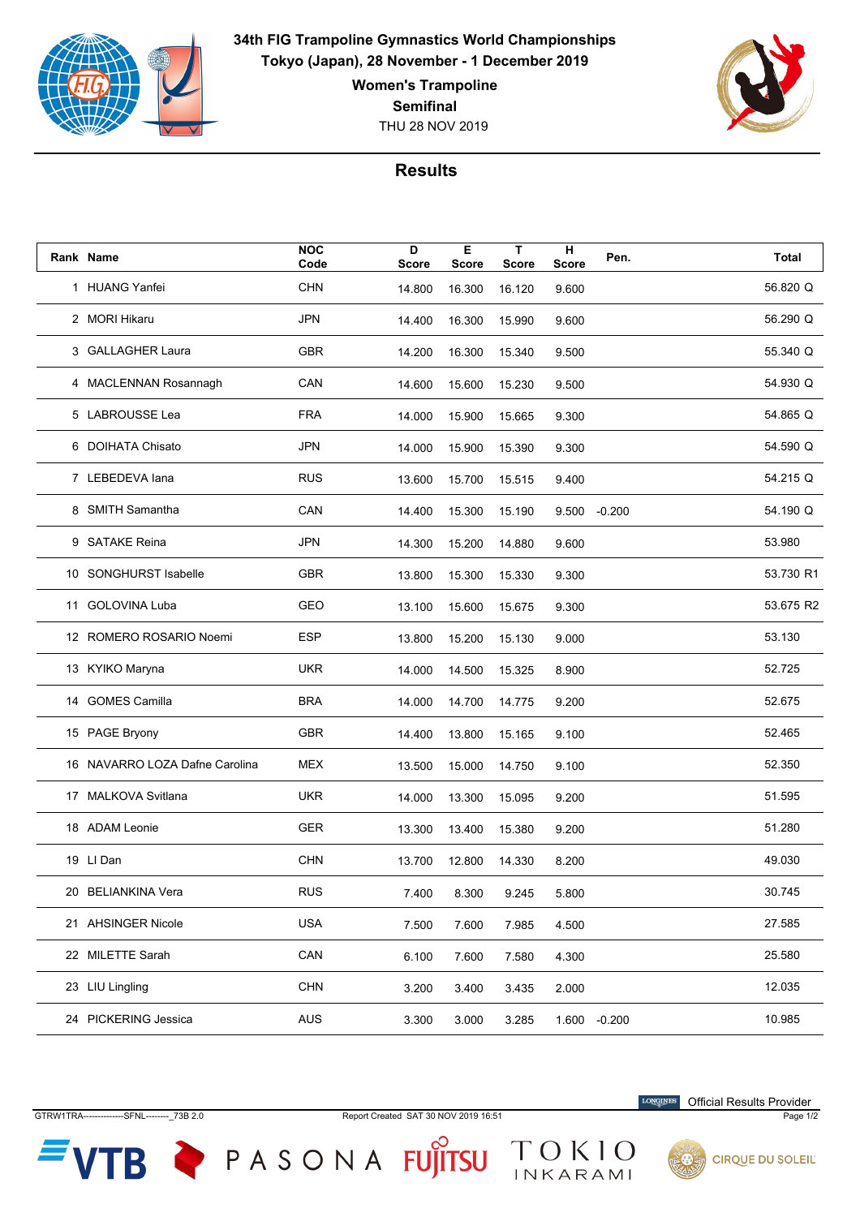**34th FIG Trampoline Gymnastics World Championships**
**Tokyo (Japan), 28 November - 1 December 2019**
**Women's Trampoline**
**Semifinal**
THU 28 NOV 2019

## Results

| Rank | Name | NOC Code | D Score | E Score | T Score | H Score | Pen. | Total |
|---|---|---|---|---|---|---|---|---|
| 1 | HUANG Yanfei | CHN | 14.800 | 16.300 | 16.120 | 9.600 | | 56.820 Q |
| 2 | MORI Hikaru | JPN | 14.400 | 16.300 | 15.990 | 9.600 | | 56.290 Q |
| 3 | GALLAGHER Laura | GBR | 14.200 | 16.300 | 15.340 | 9.500 | | 55.340 Q |
| 4 | MACLENNAN Rosannagh | CAN | 14.600 | 15.600 | 15.230 | 9.500 | | 54.930 Q |
| 5 | LABROUSSE Lea | FRA | 14.000 | 15.900 | 15.665 | 9.300 | | 54.865 Q |
| 6 | DOIHATA Chisato | JPN | 14.000 | 15.900 | 15.390 | 9.300 | | 54.590 Q |
| 7 | LEBEDEVA Iana | RUS | 13.600 | 15.700 | 15.515 | 9.400 | | 54.215 Q |
| 8 | SMITH Samantha | CAN | 14.400 | 15.300 | 15.190 | 9.500 | -0.200 | 54.190 Q |
| 9 | SATAKE Reina | JPN | 14.300 | 15.200 | 14.880 | 9.600 | | 53.980 |
| 10 | SONGHURST Isabelle | GBR | 13.800 | 15.300 | 15.330 | 9.300 | | 53.730 R1 |
| 11 | GOLOVINA Luba | GEO | 13.100 | 15.600 | 15.675 | 9.300 | | 53.675 R2 |
| 12 | ROMERO ROSARIO Noemi | ESP | 13.800 | 15.200 | 15.130 | 9.000 | | 53.130 |
| 13 | KYIKO Maryna | UKR | 14.000 | 14.500 | 15.325 | 8.900 | | 52.725 |
| 14 | GOMES Camilla | BRA | 14.000 | 14.700 | 14.775 | 9.200 | | 52.675 |
| 15 | PAGE Bryony | GBR | 14.400 | 13.800 | 15.165 | 9.100 | | 52.465 |
| 16 | NAVARRO LOZA Dafne Carolina | MEX | 13.500 | 15.000 | 14.750 | 9.100 | | 52.350 |
| 17 | MALKOVA Svitlana | UKR | 14.000 | 13.300 | 15.095 | 9.200 | | 51.595 |
| 18 | ADAM Leonie | GER | 13.300 | 13.400 | 15.380 | 9.200 | | 51.280 |
| 19 | LI Dan | CHN | 13.700 | 12.800 | 14.330 | 8.200 | | 49.030 |
| 20 | BELIANKINA Vera | RUS | 7.400 | 8.300 | 9.245 | 5.800 | | 30.745 |
| 21 | AHSINGER Nicole | USA | 7.500 | 7.600 | 7.985 | 4.500 | | 27.585 |
| 22 | MILETTE Sarah | CAN | 6.100 | 7.600 | 7.580 | 4.300 | | 25.580 |
| 23 | LIU Lingling | CHN | 3.200 | 3.400 | 3.435 | 2.000 | | 12.035 |
| 24 | PICKERING Jessica | AUS | 3.300 | 3.000 | 3.285 | 1.600 | -0.200 | 10.985 |

GTRW1TRA--------------SFNL---------_73B 2.0 Report Created SAT 30 NOV 2019 16:51

Official Results Provider